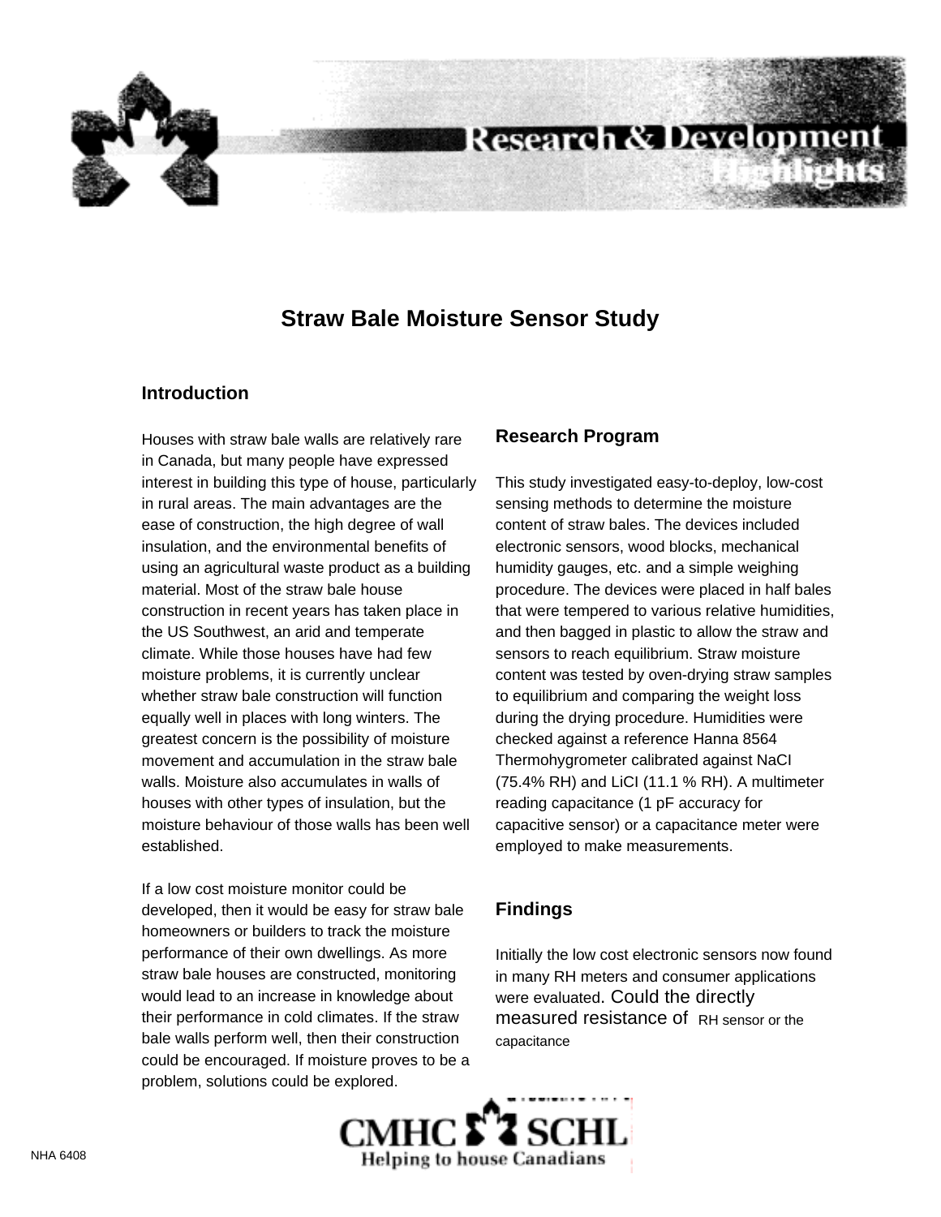Research & Development Highlights

# Straw Bale Moisture Sensor Study

## Introduction

Houses with straw bale walls are relatively rare in Canada, but many people have expressed interest in building this type of house, particularly in rural areas. The main advantages are the ease of construction, the high degree of wall insulation, and the environmental benefits of using an agricultural waste product as a building material. Most of the straw bale house construction in recent years has taken place in the US Southwest, an arid and temperate climate. While those houses have had few moisture problems, it is currently unclear whether straw bale construction will function equally well in places with long winters. The greatest concern is the possibility of moisture movement and accumulation in the straw bale walls. Moisture also accumulates in walls of houses with other types of insulation, but the moisture behaviour of those walls has been well established.

If a low cost moisture monitor could be developed, then it would be easy for straw bale homeowners or builders to track the moisture performance of their own dwellings. As more straw bale houses are constructed, monitoring would lead to an increase in knowledge about their performance in cold climates. If the straw bale walls perform well, then their construction could be encouraged. If moisture proves to be a problem, solutions could be explored.

## Research Program

This study investigated easy-to-deploy, low-cost sensing methods to determine the moisture content of straw bales. The devices included electronic sensors, wood blocks, mechanical humidity gauges, etc. and a simple weighing procedure. The devices were placed in half bales that were tempered to various relative humidities, and then bagged in plastic to allow the straw and sensors to reach equilibrium. Straw moisture content was tested by oven-drying straw samples to equilibrium and comparing the weight loss during the drying procedure. Humidities were checked against a reference Hanna 8564 Thermohygrometer calibrated against NaCI (75.4% RH) and LiCI (11.1 % RH). A multimeter reading capacitance (1 pF accuracy for capacitive sensor) or a capacitance meter were employed to make measurements.

## Findings

Initially the low cost electronic sensors now found in many RH meters and consumer applications were evaluated. Could the directly measured resistance of RH sensor or the capacitance

NHA 6408

CMHC SCHL
Helping to house Canadians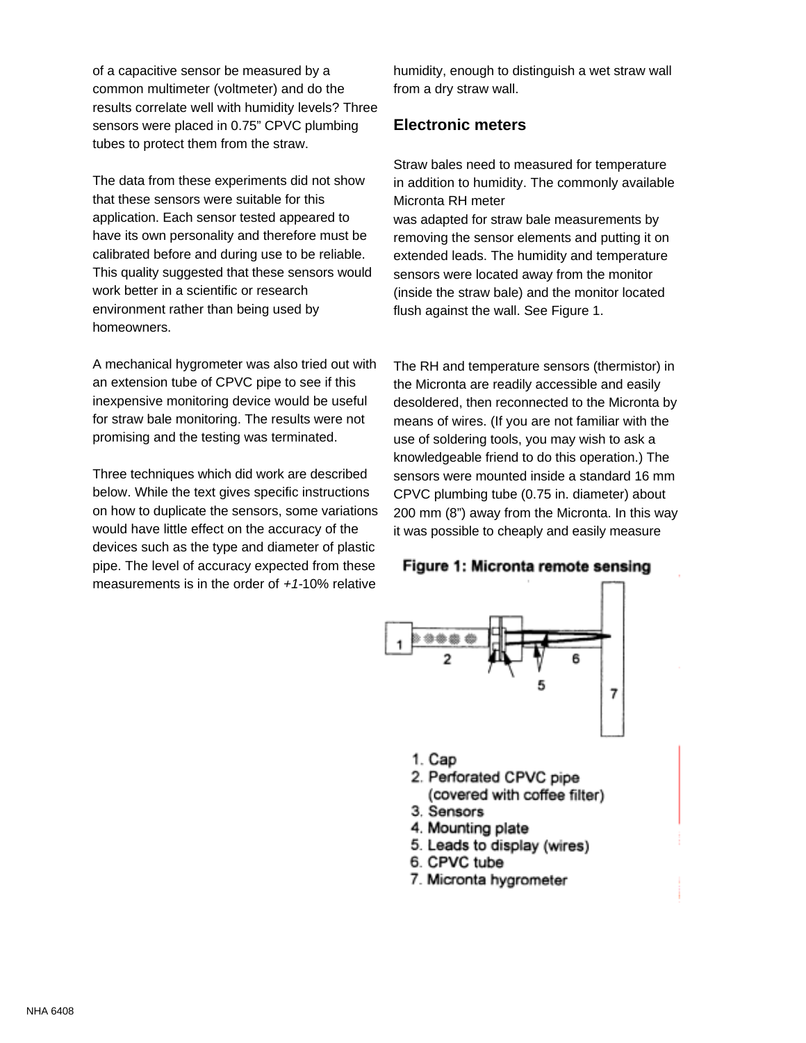of a capacitive sensor be measured by a common multimeter (voltmeter) and do the results correlate well with humidity levels? Three sensors were placed in 0.75" CPVC plumbing tubes to protect them from the straw.

The data from these experiments did not show that these sensors were suitable for this application. Each sensor tested appeared to have its own personality and therefore must be calibrated before and during use to be reliable. This quality suggested that these sensors would work better in a scientific or research environment rather than being used by homeowners.

A mechanical hygrometer was also tried out with an extension tube of CPVC pipe to see if this inexpensive monitoring device would be useful for straw bale monitoring. The results were not promising and the testing was terminated.

Three techniques which did work are described below. While the text gives specific instructions on how to duplicate the sensors, some variations would have little effect on the accuracy of the devices such as the type and diameter of plastic pipe. The level of accuracy expected from these measurements is in the order of *+1*-10% relative humidity, enough to distinguish a wet straw wall from a dry straw wall.

## Electronic meters

Straw bales need to measured for temperature in addition to humidity. The commonly available Micronta RH meter
was adapted for straw bale measurements by removing the sensor elements and putting it on extended leads. The humidity and temperature sensors were located away from the monitor (inside the straw bale) and the monitor located flush against the wall. See Figure 1.

The RH and temperature sensors (thermistor) in the Micronta are readily accessible and easily desoldered, then reconnected to the Micronta by means of wires. (If you are not familiar with the use of soldering tools, you may wish to ask a knowledgeable friend to do this operation.) The sensors were mounted inside a standard 16 mm CPVC plumbing tube (0.75 in. diameter) about 200 mm (8") away from the Micronta. In this way it was possible to cheaply and easily measure

**Figure 1: Micronta remote sensing**

1. Cap
2. Perforated CPVC pipe (covered with coffee filter)
3. Sensors
4. Mounting plate
5. Leads to display (wires)
6. CPVC tube
7. Micronta hygrometer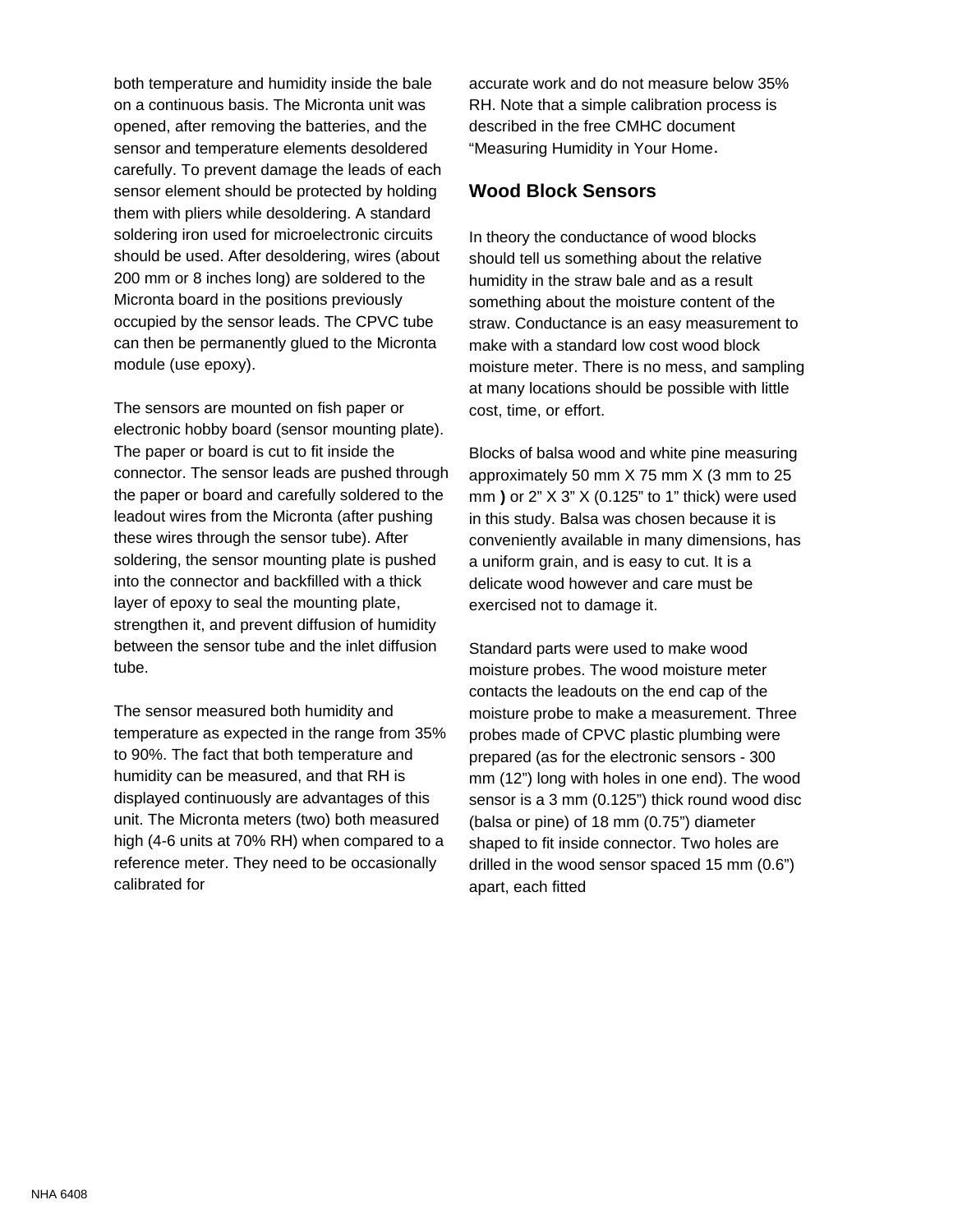both temperature and humidity inside the bale on a continuous basis. The Micronta unit was opened, after removing the batteries, and the sensor and temperature elements desoldered carefully. To prevent damage the leads of each sensor element should be protected by holding them with pliers while desoldering. A standard soldering iron used for microelectronic circuits should be used. After desoldering, wires (about 200 mm or 8 inches long) are soldered to the Micronta board in the positions previously occupied by the sensor leads. The CPVC tube can then be permanently glued to the Micronta module (use epoxy).

The sensors are mounted on fish paper or electronic hobby board (sensor mounting plate). The paper or board is cut to fit inside the connector. The sensor leads are pushed through the paper or board and carefully soldered to the leadout wires from the Micronta (after pushing these wires through the sensor tube). After soldering, the sensor mounting plate is pushed into the connector and backfilled with a thick layer of epoxy to seal the mounting plate, strengthen it, and prevent diffusion of humidity between the sensor tube and the inlet diffusion tube.

The sensor measured both humidity and temperature as expected in the range from 35% to 90%. The fact that both temperature and humidity can be measured, and that RH is displayed continuously are advantages of this unit. The Micronta meters (two) both measured high (4-6 units at 70% RH) when compared to a reference meter. They need to be occasionally calibrated for accurate work and do not measure below 35% RH. Note that a simple calibration process is described in the free CMHC document "Measuring Humidity in Your Home.

## Wood Block Sensors

In theory the conductance of wood blocks should tell us something about the relative humidity in the straw bale and as a result something about the moisture content of the straw. Conductance is an easy measurement to make with a standard low cost wood block moisture meter. There is no mess, and sampling at many locations should be possible with little cost, time, or effort.

Blocks of balsa wood and white pine measuring approximately 50 mm X 75 mm X (3 mm to 25 mm **)** or 2" X 3" X (0.125" to 1" thick) were used in this study. Balsa was chosen because it is conveniently available in many dimensions, has a uniform grain, and is easy to cut. It is a delicate wood however and care must be exercised not to damage it.

Standard parts were used to make wood moisture probes. The wood moisture meter contacts the leadouts on the end cap of the moisture probe to make a measurement. Three probes made of CPVC plastic plumbing were prepared (as for the electronic sensors - 300 mm (12") long with holes in one end). The wood sensor is a 3 mm (0.125") thick round wood disc (balsa or pine) of 18 mm (0.75") diameter shaped to fit inside connector. Two holes are drilled in the wood sensor spaced 15 mm (0.6") apart, each fitted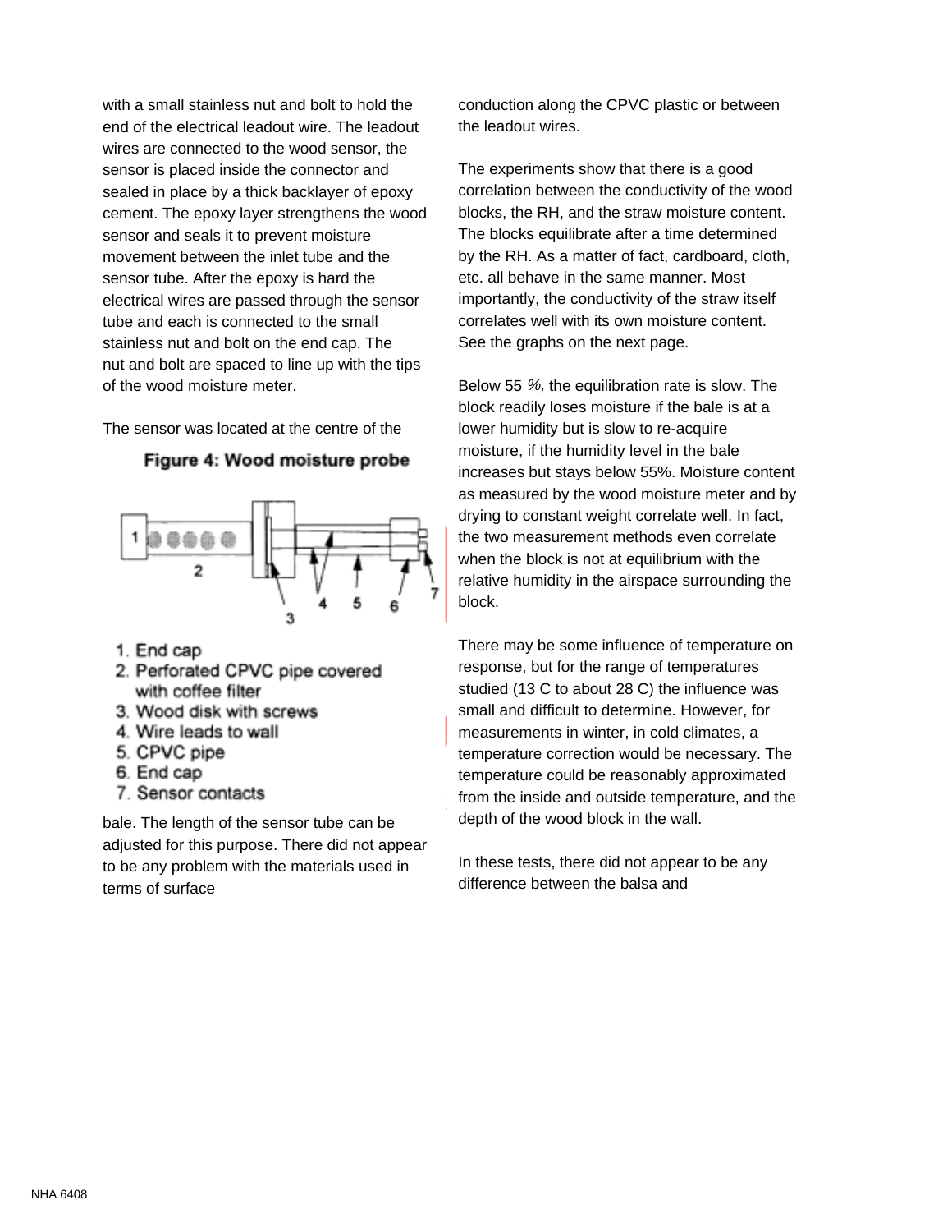with a small stainless nut and bolt to hold the end of the electrical leadout wire. The leadout wires are connected to the wood sensor, the sensor is placed inside the connector and sealed in place by a thick backlayer of epoxy cement. The epoxy layer strengthens the wood sensor and seals it to prevent moisture movement between the inlet tube and the sensor tube. After the epoxy is hard the electrical wires are passed through the sensor tube and each is connected to the small stainless nut and bolt on the end cap. The nut and bolt are spaced to line up with the tips of the wood moisture meter.

The sensor was located at the centre of the bale. The length of the sensor tube can be adjusted for this purpose. There did not appear to be any problem with the materials used in terms of surface conduction along the CPVC plastic or between the leadout wires.

**Figure 4: Wood moisture probe**

1. End cap
2. Perforated CPVC pipe covered with coffee filter
3. Wood disk with screws
4. Wire leads to wall
5. CPVC pipe
6. End cap
7. Sensor contacts

The experiments show that there is a good correlation between the conductivity of the wood blocks, the RH, and the straw moisture content. The blocks equilibrate after a time determined by the RH. As a matter of fact, cardboard, cloth, etc. all behave in the same manner. Most importantly, the conductivity of the straw itself correlates well with its own moisture content. See the graphs on the next page.

Below 55 *%,* the equilibration rate is slow. The block readily loses moisture if the bale is at a lower humidity but is slow to re-acquire moisture, if the humidity level in the bale increases but stays below 55%. Moisture content as measured by the wood moisture meter and by drying to constant weight correlate well. In fact, the two measurement methods even correlate when the block is not at equilibrium with the relative humidity in the airspace surrounding the block.

There may be some influence of temperature on response, but for the range of temperatures studied (13 C to about 28 C) the influence was small and difficult to determine. However, for measurements in winter, in cold climates, a temperature correction would be necessary. The temperature could be reasonably approximated from the inside and outside temperature, and the depth of the wood block in the wall.

In these tests, there did not appear to be any difference between the balsa and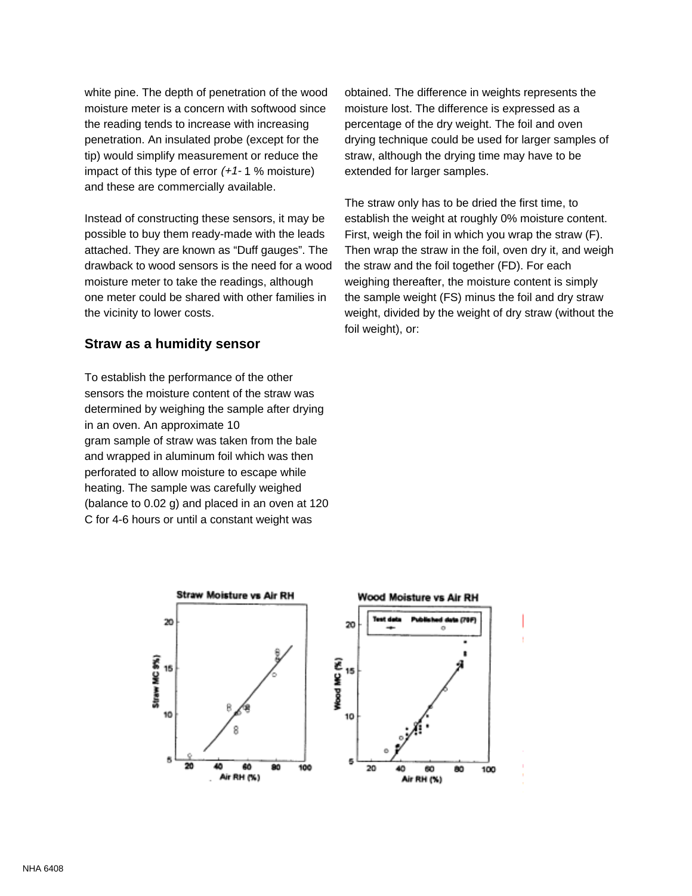white pine. The depth of penetration of the wood moisture meter is a concern with softwood since the reading tends to increase with increasing penetration. An insulated probe (except for the tip) would simplify measurement or reduce the impact of this type of error *(+1-* 1 % moisture) and these are commercially available.

Instead of constructing these sensors, it may be possible to buy them ready-made with the leads attached. They are known as "Duff gauges". The drawback to wood sensors is the need for a wood moisture meter to take the readings, although one meter could be shared with other families in the vicinity to lower costs.

### Straw as a humidity sensor

To establish the performance of the other sensors the moisture content of the straw was determined by weighing the sample after drying in an oven. An approximate 10 gram sample of straw was taken from the bale and wrapped in aluminum foil which was then perforated to allow moisture to escape while heating. The sample was carefully weighed (balance to 0.02 g) and placed in an oven at 120 C for 4-6 hours or until a constant weight was obtained. The difference in weights represents the moisture lost. The difference is expressed as a percentage of the dry weight. The foil and oven drying technique could be used for larger samples of straw, although the drying time may have to be extended for larger samples.

The straw only has to be dried the first time, to establish the weight at roughly 0% moisture content. First, weigh the foil in which you wrap the straw (F). Then wrap the straw in the foil, oven dry it, and weigh the straw and the foil together (FD). For each weighing thereafter, the moisture content is simply the sample weight (FS) minus the foil and dry straw weight, divided by the weight of dry straw (without the foil weight), or:

**Straw Moisture vs Air RH**

**Wood Moisture vs Air RH**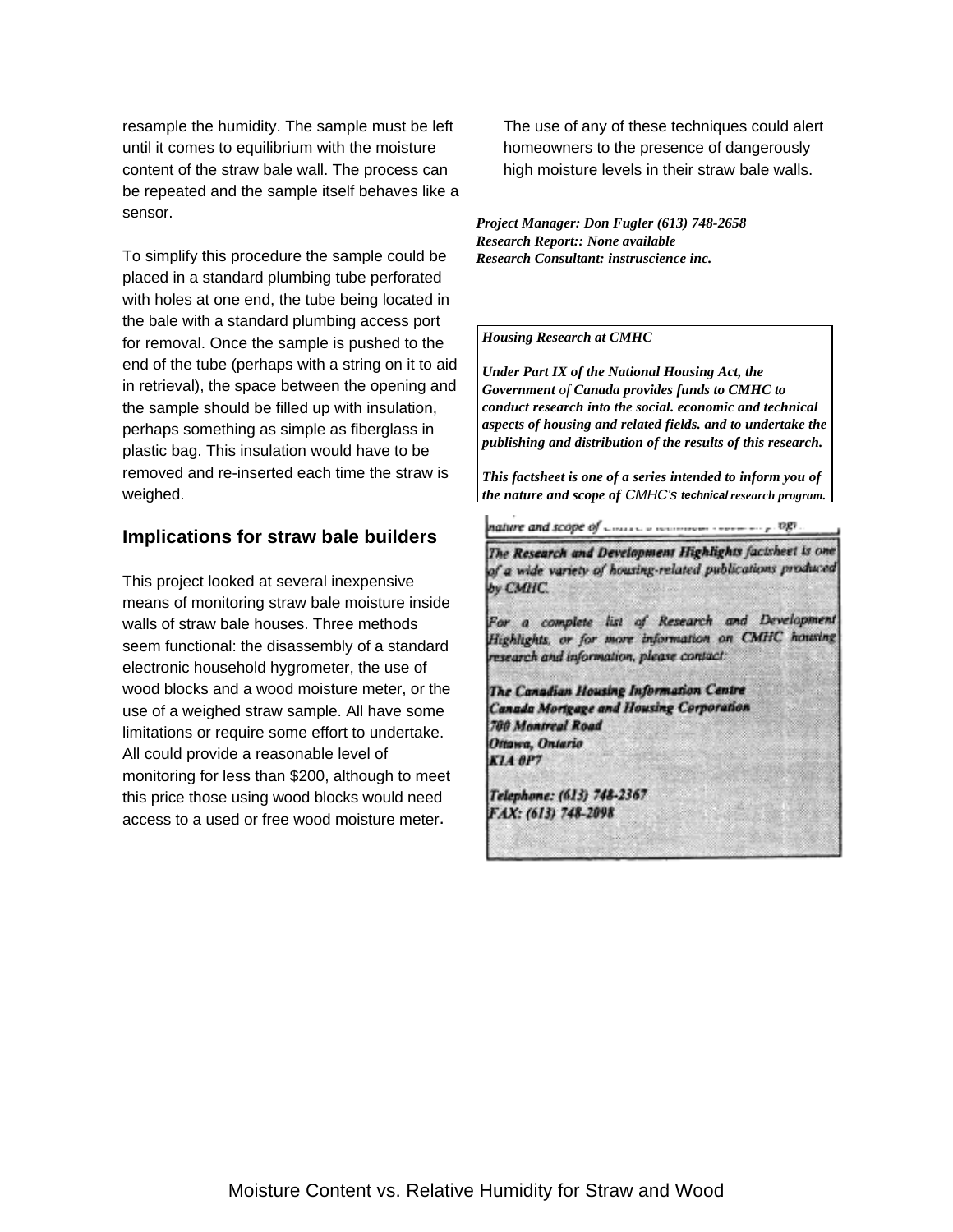resample the humidity. The sample must be left until it comes to equilibrium with the moisture content of the straw bale wall. The process can be repeated and the sample itself behaves like a sensor.

To simplify this procedure the sample could be placed in a standard plumbing tube perforated with holes at one end, the tube being located in the bale with a standard plumbing access port for removal. Once the sample is pushed to the end of the tube (perhaps with a string on it to aid in retrieval), the space between the opening and the sample should be filled up with insulation, perhaps something as simple as fiberglass in plastic bag. This insulation would have to be removed and re-inserted each time the straw is weighed.

## Implications for straw bale builders

This project looked at several inexpensive means of monitoring straw bale moisture inside walls of straw bale houses. Three methods seem functional: the disassembly of a standard electronic household hygrometer, the use of wood blocks and a wood moisture meter, or the use of a weighed straw sample. All have some limitations or require some effort to undertake. All could provide a reasonable level of monitoring for less than $200, although to meet this price those using wood blocks would need access to a used or free wood moisture meter.

The use of any of these techniques could alert homeowners to the presence of dangerously high moisture levels in their straw bale walls.

***Project Manager: Don Fugler (613) 748-2658***
***Research Report:: None available***
***Research Consultant: instruscience inc.***

***Housing Research at CMHC***

***Under Part IX of the National Housing Act, the Government of Canada provides funds to CMHC to conduct research into the social. economic and technical aspects of housing and related fields. and to undertake the publishing and distribution of the results of this research.***

***This factsheet is one of a series intended to inform you of the nature and scope of CMHC's technical research program.***

*The **Research and Development Highlights** factsheet is one of a wide variety of housing-related publications produced by CMHC.*

*For a complete list of Research and Development Highlights, or for more information on CMHC housing research and information, please contact:*

***The Canadian Housing Information Centre***
***Canada Mortgage and Housing Corporation***
***700 Montreal Road***
***Ottawa, Ontario***
***K1A 0P7***

***Telephone: (613) 748-2367***
***FAX: (613) 748-2098***

Moisture Content vs. Relative Humidity for Straw and Wood